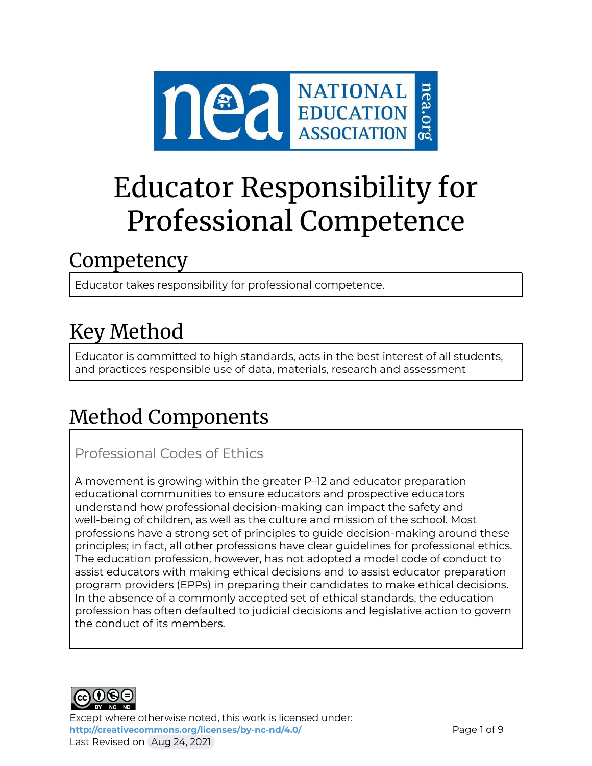# Educator Responsibility for Professional Competence

## Competency

Educator takes responsibility for professional competence.

## Key Method

Educator is committed to high standards, acts in the best interest of all students, and practices responsible use of data, materials, research and assessment

## Method Components

### Professional Codes of Ethics

A movement is growing within the greater P–12 and educator preparation educational communities to ensure educators and prospective educators understand how professional decision-making can impact the safety and well-being of children, as well as the culture and mission of the school. Most professions have a strong set of principles to guide decision-making around these principles; in fact, all other professions have clear guidelines for professional ethics. The education profession, however, has not adopted a model code of conduct to assist educators with making ethical decisions and to assist educator preparation program providers (EPPs) in preparing their candidates to make ethical decisions. In the absence of a commonly accepted set of ethical standards, the education profession has often defaulted to judicial decisions and legislative action to govern the conduct of its members.

Except where otherwise noted, this work is licensed under: http://creativecommons.org/licenses/by-nc-nd/4.0/
Last Revised on Aug 24, 2021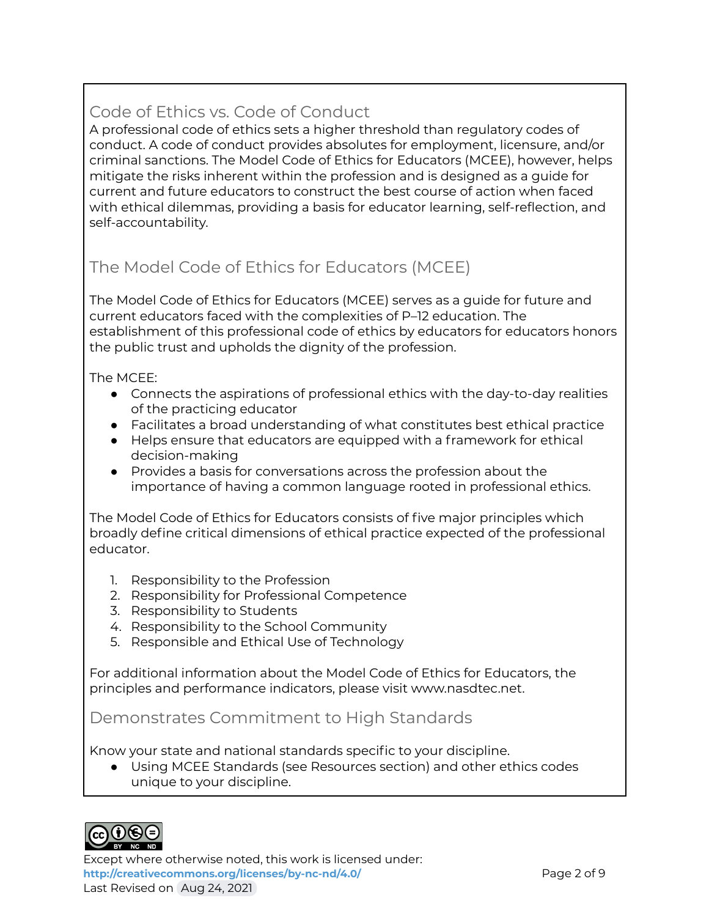## Code of Ethics vs. Code of Conduct

A professional code of ethics sets a higher threshold than regulatory codes of conduct. A code of conduct provides absolutes for employment, licensure, and/or criminal sanctions. The Model Code of Ethics for Educators (MCEE), however, helps mitigate the risks inherent within the profession and is designed as a guide for current and future educators to construct the best course of action when faced with ethical dilemmas, providing a basis for educator learning, self-reflection, and self-accountability.

## The Model Code of Ethics for Educators (MCEE)

The Model Code of Ethics for Educators (MCEE) serves as a guide for future and current educators faced with the complexities of P–12 education. The establishment of this professional code of ethics by educators for educators honors the public trust and upholds the dignity of the profession.

The MCEE:

- Connects the aspirations of professional ethics with the day-to-day realities of the practicing educator
- Facilitates a broad understanding of what constitutes best ethical practice
- Helps ensure that educators are equipped with a framework for ethical decision-making
- Provides a basis for conversations across the profession about the importance of having a common language rooted in professional ethics.

The Model Code of Ethics for Educators consists of five major principles which broadly define critical dimensions of ethical practice expected of the professional educator.

1. Responsibility to the Profession
2. Responsibility for Professional Competence
3. Responsibility to Students
4. Responsibility to the School Community
5. Responsible and Ethical Use of Technology

For additional information about the Model Code of Ethics for Educators, the principles and performance indicators, please visit www.nasdtec.net.

## Demonstrates Commitment to High Standards

Know your state and national standards specific to your discipline.

- Using MCEE Standards (see Resources section) and other ethics codes unique to your discipline.

Except where otherwise noted, this work is licensed under:
http://creativecommons.org/licenses/by-nc-nd/4.0/
Last Revised on Aug 24, 2021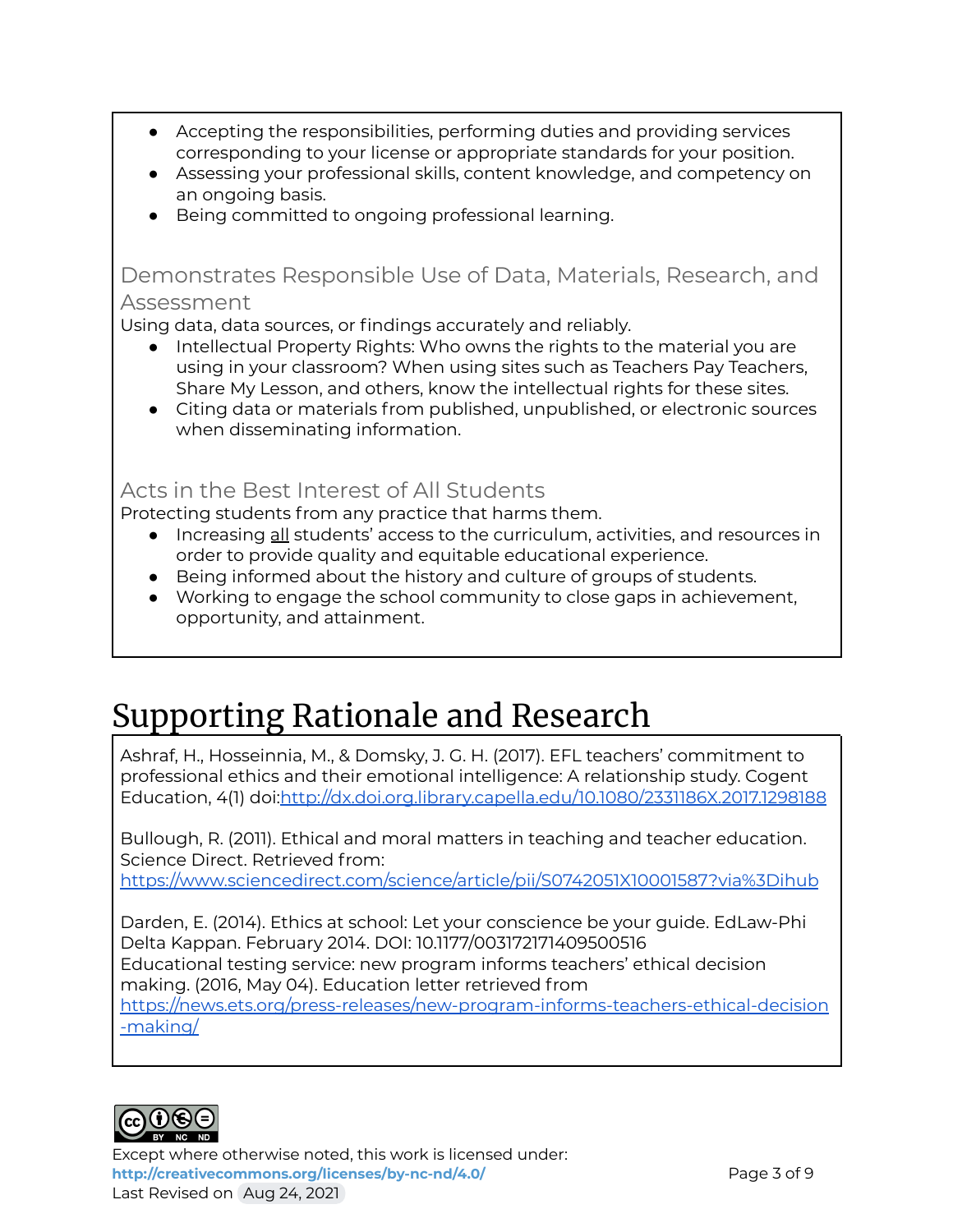- Accepting the responsibilities, performing duties and providing services corresponding to your license or appropriate standards for your position.
- Assessing your professional skills, content knowledge, and competency on an ongoing basis.
- Being committed to ongoing professional learning.

### Demonstrates Responsible Use of Data, Materials, Research, and Assessment

Using data, data sources, or findings accurately and reliably.

- Intellectual Property Rights: Who owns the rights to the material you are using in your classroom? When using sites such as Teachers Pay Teachers, Share My Lesson, and others, know the intellectual rights for these sites.
- Citing data or materials from published, unpublished, or electronic sources when disseminating information.

### Acts in the Best Interest of All Students

Protecting students from any practice that harms them.

- Increasing <u>all</u> students' access to the curriculum, activities, and resources in order to provide quality and equitable educational experience.
- Being informed about the history and culture of groups of students.
- Working to engage the school community to close gaps in achievement, opportunity, and attainment.

# Supporting Rationale and Research

Ashraf, H., Hosseinnia, M., & Domsky, J. G. H. (2017). EFL teachers' commitment to professional ethics and their emotional intelligence: A relationship study. Cogent Education, 4(1) doi:[http://dx.doi.org.library.capella.edu/10.1080/2331186X.2017.1298188](http://dx.doi.org.library.capella.edu/10.1080/2331186X.2017.1298188)

Bullough, R. (2011). Ethical and moral matters in teaching and teacher education. Science Direct. Retrieved from: [https://www.sciencedirect.com/science/article/pii/S0742051X10001587?via%3Dihub](https://www.sciencedirect.com/science/article/pii/S0742051X10001587?via%3Dihub)

Darden, E. (2014). Ethics at school: Let your conscience be your guide. EdLaw-Phi Delta Kappan. February 2014. DOI: 10.1177/003172171409500516
Educational testing service: new program informs teachers' ethical decision making. (2016, May 04). Education letter retrieved from [https://news.ets.org/press-releases/new-program-informs-teachers-ethical-decision-making/](https://news.ets.org/press-releases/new-program-informs-teachers-ethical-decision-making/)

Except where otherwise noted, this work is licensed under:
**http://creativecommons.org/licenses/by-nc-nd/4.0/**
Last Revised on Aug 24, 2021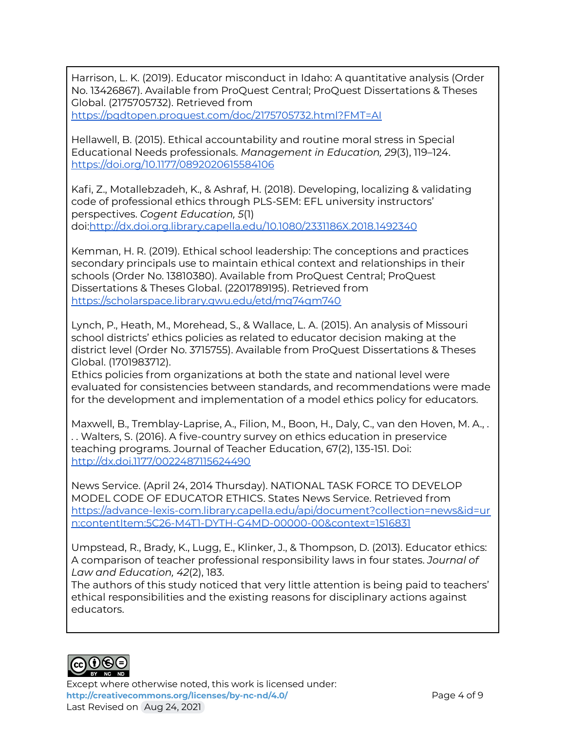Harrison, L. K. (2019). Educator misconduct in Idaho: A quantitative analysis (Order No. 13426867). Available from ProQuest Central; ProQuest Dissertations & Theses Global. (2175705732). Retrieved from https://pqdtopen.proquest.com/doc/2175705732.html?FMT=AI

Hellawell, B. (2015). Ethical accountability and routine moral stress in Special Educational Needs professionals. *Management in Education, 29*(3), 119–124. https://doi.org/10.1177/0892020615584106

Kafi, Z., Motallebzadeh, K., & Ashraf, H. (2018). Developing, localizing & validating code of professional ethics through PLS-SEM: EFL university instructors' perspectives. *Cogent Education, 5*(1) doi:http://dx.doi.org.library.capella.edu/10.1080/2331186X.2018.1492340

Kemman, H. R. (2019). Ethical school leadership: The conceptions and practices secondary principals use to maintain ethical context and relationships in their schools (Order No. 13810380). Available from ProQuest Central; ProQuest Dissertations & Theses Global. (2201789195). Retrieved from https://scholarspace.library.gwu.edu/etd/mg74qm740

Lynch, P., Heath, M., Morehead, S., & Wallace, L. A. (2015). An analysis of Missouri school districts' ethics policies as related to educator decision making at the district level (Order No. 3715755). Available from ProQuest Dissertations & Theses Global. (1701983712).
Ethics policies from organizations at both the state and national level were evaluated for consistencies between standards, and recommendations were made for the development and implementation of a model ethics policy for educators.

Maxwell, B., Tremblay-Laprise, A., Filion, M., Boon, H., Daly, C., van den Hoven, M. A., . . . Walters, S. (2016). A five-country survey on ethics education in preservice teaching programs. Journal of Teacher Education, 67(2), 135-151. Doi: http://dx.doi.1177/0022487115624490

News Service. (April 24, 2014 Thursday). NATIONAL TASK FORCE TO DEVELOP MODEL CODE OF EDUCATOR ETHICS. States News Service. Retrieved from https://advance-lexis-com.library.capella.edu/api/document?collection=news&id=urn:contentItem:5C26-M4T1-DYTH-G4MD-00000-00&context=1516831

Umpstead, R., Brady, K., Lugg, E., Klinker, J., & Thompson, D. (2013). Educator ethics: A comparison of teacher professional responsibility laws in four states. *Journal of Law and Education, 42*(2), 183.
The authors of this study noticed that very little attention is being paid to teachers' ethical responsibilities and the existing reasons for disciplinary actions against educators.

Except where otherwise noted, this work is licensed under:
**http://creativecommons.org/licenses/by-nc-nd/4.0/**
Last Revised on Aug 24, 2021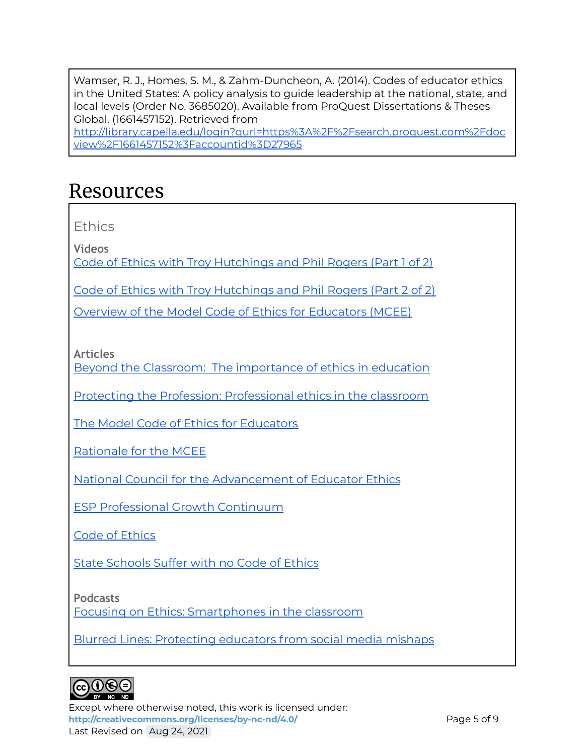Wamser, R. J., Homes, S. M., & Zahm-Duncheon, A. (2014). Codes of educator ethics in the United States: A policy analysis to guide leadership at the national, state, and local levels (Order No. 3685020). Available from ProQuest Dissertations & Theses Global. (1661457152). Retrieved from http://library.capella.edu/login?qurl=https%3A%2F%2Fsearch.proquest.com%2Fdocview%2F1661457152%3Faccountid%3D27965

# Resources

## Ethics

**Videos**

Code of Ethics with Troy Hutchings and Phil Rogers (Part 1 of 2)

Code of Ethics with Troy Hutchings and Phil Rogers (Part 2 of 2)

Overview of the Model Code of Ethics for Educators (MCEE)

**Articles**

Beyond the Classroom: The importance of ethics in education

Protecting the Profession: Professional ethics in the classroom

The Model Code of Ethics for Educators

Rationale for the MCEE

National Council for the Advancement of Educator Ethics

ESP Professional Growth Continuum

Code of Ethics

State Schools Suffer with no Code of Ethics

**Podcasts**

Focusing on Ethics: Smartphones in the classroom

Blurred Lines: Protecting educators from social media mishaps

Except where otherwise noted, this work is licensed under: **http://creativecommons.org/licenses/by-nc-nd/4.0/**
Last Revised on Aug 24, 2021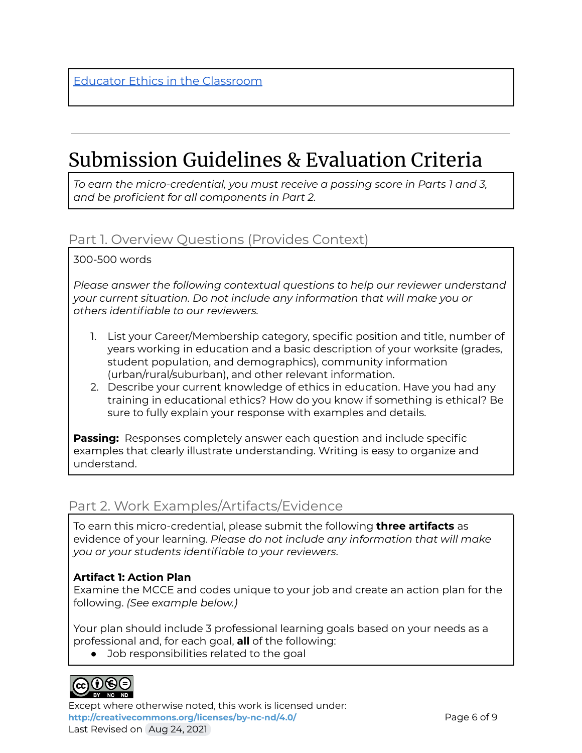[Educator Ethics in the Classroom]

---

# Submission Guidelines & Evaluation Criteria

*To earn the micro-credential, you must receive a passing score in Parts 1 and 3, and be proficient for all components in Part 2.*

## Part 1. Overview Questions (Provides Context)

300-500 words

*Please answer the following contextual questions to help our reviewer understand your current situation. Do not include any information that will make you or others identifiable to our reviewers.*

1. List your Career/Membership category, specific position and title, number of years working in education and a basic description of your worksite (grades, student population, and demographics), community information (urban/rural/suburban), and other relevant information.
2. Describe your current knowledge of ethics in education. Have you had any training in educational ethics? How do you know if something is ethical? Be sure to fully explain your response with examples and details.

**Passing:** Responses completely answer each question and include specific examples that clearly illustrate understanding. Writing is easy to organize and understand.

## Part 2. Work Examples/Artifacts/Evidence

To earn this micro-credential, please submit the following **three artifacts** as evidence of your learning. *Please do not include any information that will make you or your students identifiable to your reviewers.*

**Artifact 1: Action Plan**
Examine the MCCE and codes unique to your job and create an action plan for the following. *(See example below.)*

Your plan should include 3 professional learning goals based on your needs as a professional and, for each goal, **all** of the following:

- Job responsibilities related to the goal

Except where otherwise noted, this work is licensed under:
**http://creativecommons.org/licenses/by-nc-nd/4.0/**
Last Revised on Aug 24, 2021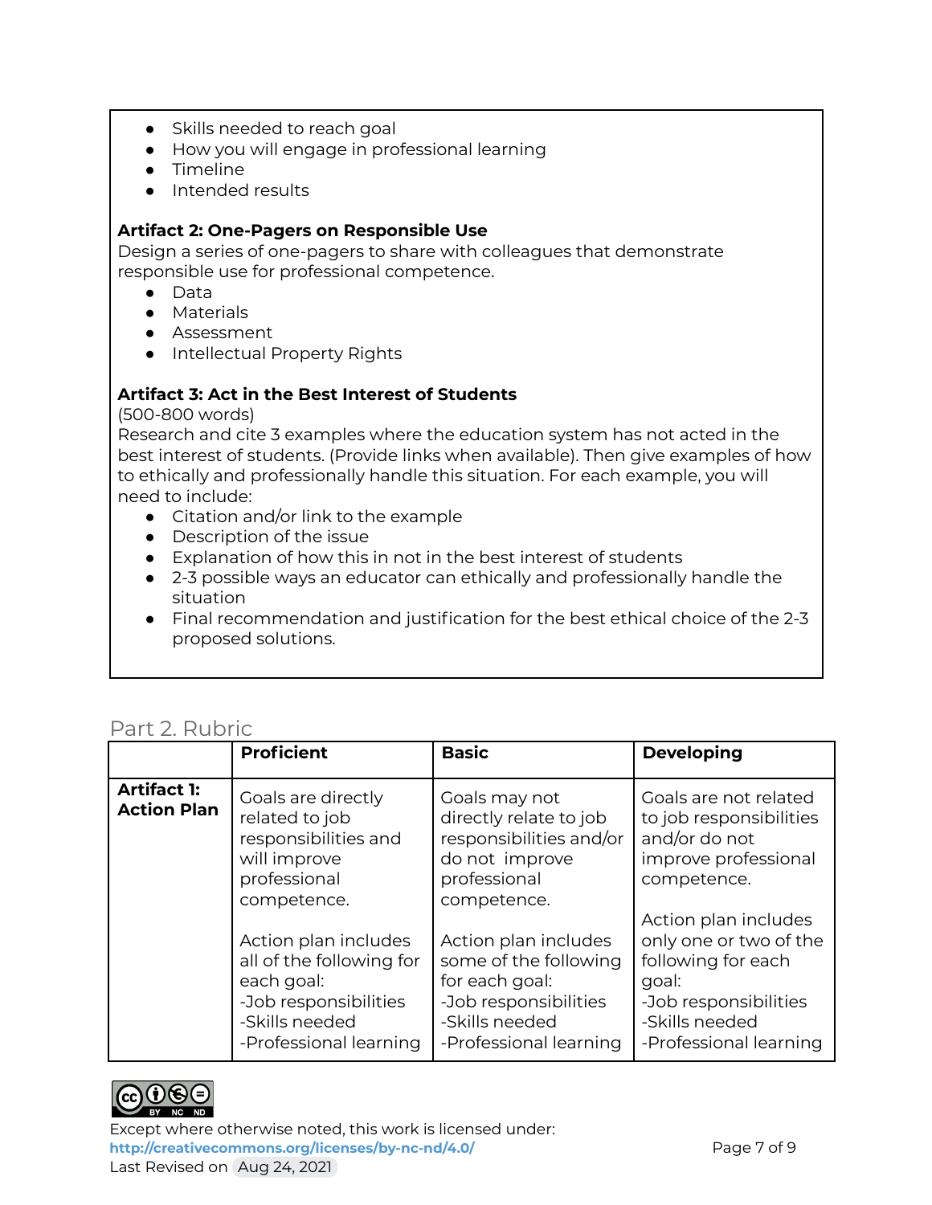- Skills needed to reach goal
- How you will engage in professional learning
- Timeline
- Intended results

**Artifact 2: One-Pagers on Responsible Use**
Design a series of one-pagers to share with colleagues that demonstrate responsible use for professional competence.

- Data
- Materials
- Assessment
- Intellectual Property Rights

**Artifact 3: Act in the Best Interest of Students**
(500-800 words)
Research and cite 3 examples where the education system has not acted in the best interest of students. (Provide links when available). Then give examples of how to ethically and professionally handle this situation. For each example, you will need to include:

- Citation and/or link to the example
- Description of the issue
- Explanation of how this in not in the best interest of students
- 2-3 possible ways an educator can ethically and professionally handle the situation
- Final recommendation and justification for the best ethical choice of the 2-3 proposed solutions.

## Part 2. Rubric

| | Proficient | Basic | Developing |
|---|---|---|---|
| **Artifact 1: Action Plan** | Goals are directly related to job responsibilities and will improve professional competence.<br><br>Action plan includes all of the following for each goal:<br>-Job responsibilities<br>-Skills needed<br>-Professional learning | Goals may not directly relate to job responsibilities and/or do not improve professional competence.<br><br>Action plan includes some of the following for each goal:<br>-Job responsibilities<br>-Skills needed<br>-Professional learning | Goals are not related to job responsibilities and/or do not improve professional competence.<br><br>Action plan includes only one or two of the following for each goal:<br>-Job responsibilities<br>-Skills needed<br>-Professional learning |

Except where otherwise noted, this work is licensed under:
http://creativecommons.org/licenses/by-nc-nd/4.0/
Last Revised on Aug 24, 2021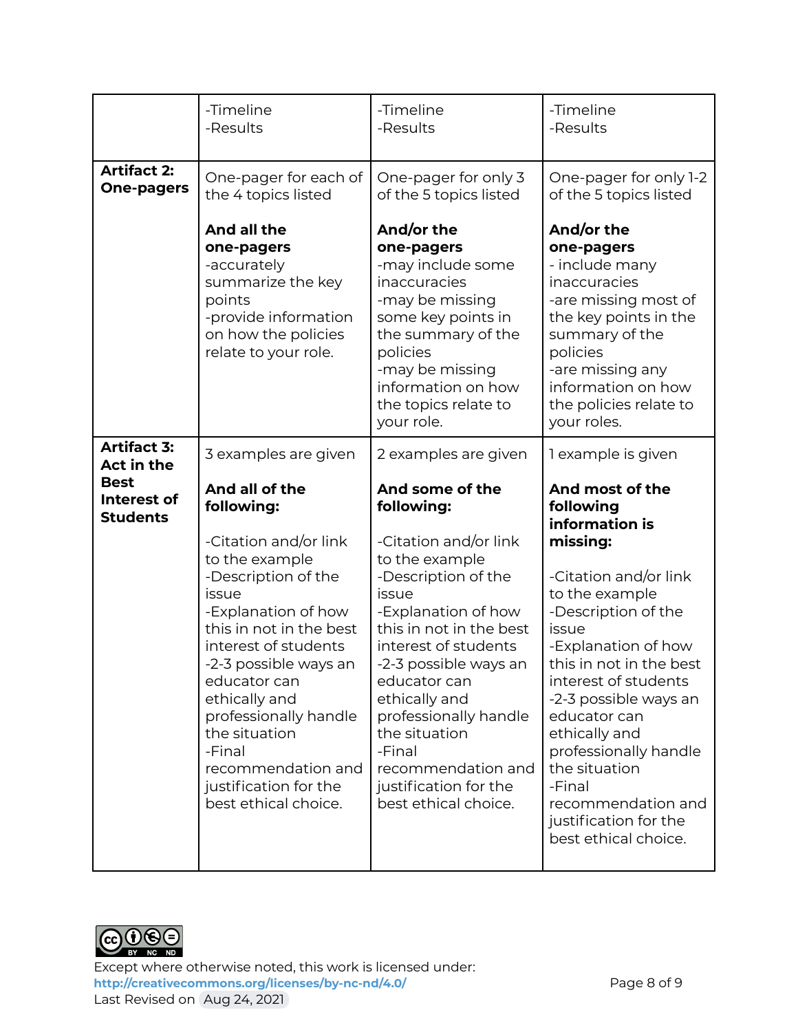| | | | |
|---|---|---|---|
| | -Timeline<br>-Results | -Timeline<br>-Results | -Timeline<br>-Results |
| **Artifact 2: One-pagers** | One-pager for each of the 4 topics listed<br><br>**And all the one-pagers**<br>-accurately summarize the key points<br>-provide information on how the policies relate to your role. | One-pager for only 3 of the 5 topics listed<br><br>**And/or the one-pagers**<br>-may include some inaccuracies<br>-may be missing some key points in the summary of the policies<br>-may be missing information on how the topics relate to your role. | One-pager for only 1-2 of the 5 topics listed<br><br>**And/or the one-pagers**<br>- include many inaccuracies<br>-are missing most of the key points in the summary of the policies<br>-are missing any information on how the policies relate to your roles. |
| **Artifact 3: Act in the Best Interest of Students** | 3 examples are given<br><br>**And all of the following:**<br><br>-Citation and/or link to the example<br>-Description of the issue<br>-Explanation of how this in not in the best interest of students<br>-2-3 possible ways an educator can ethically and professionally handle the situation<br>-Final recommendation and justification for the best ethical choice. | 2 examples are given<br><br>**And some of the following:**<br><br>-Citation and/or link to the example<br>-Description of the issue<br>-Explanation of how this in not in the best interest of students<br>-2-3 possible ways an educator can ethically and professionally handle the situation<br>-Final recommendation and justification for the best ethical choice. | 1 example is given<br><br>**And most of the following information is missing:**<br><br>-Citation and/or link to the example<br>-Description of the issue<br>-Explanation of how this in not in the best interest of students<br>-2-3 possible ways an educator can ethically and professionally handle the situation<br>-Final recommendation and justification for the best ethical choice. |

Except where otherwise noted, this work is licensed under:
**http://creativecommons.org/licenses/by-nc-nd/4.0/**
Last Revised on Aug 24, 2021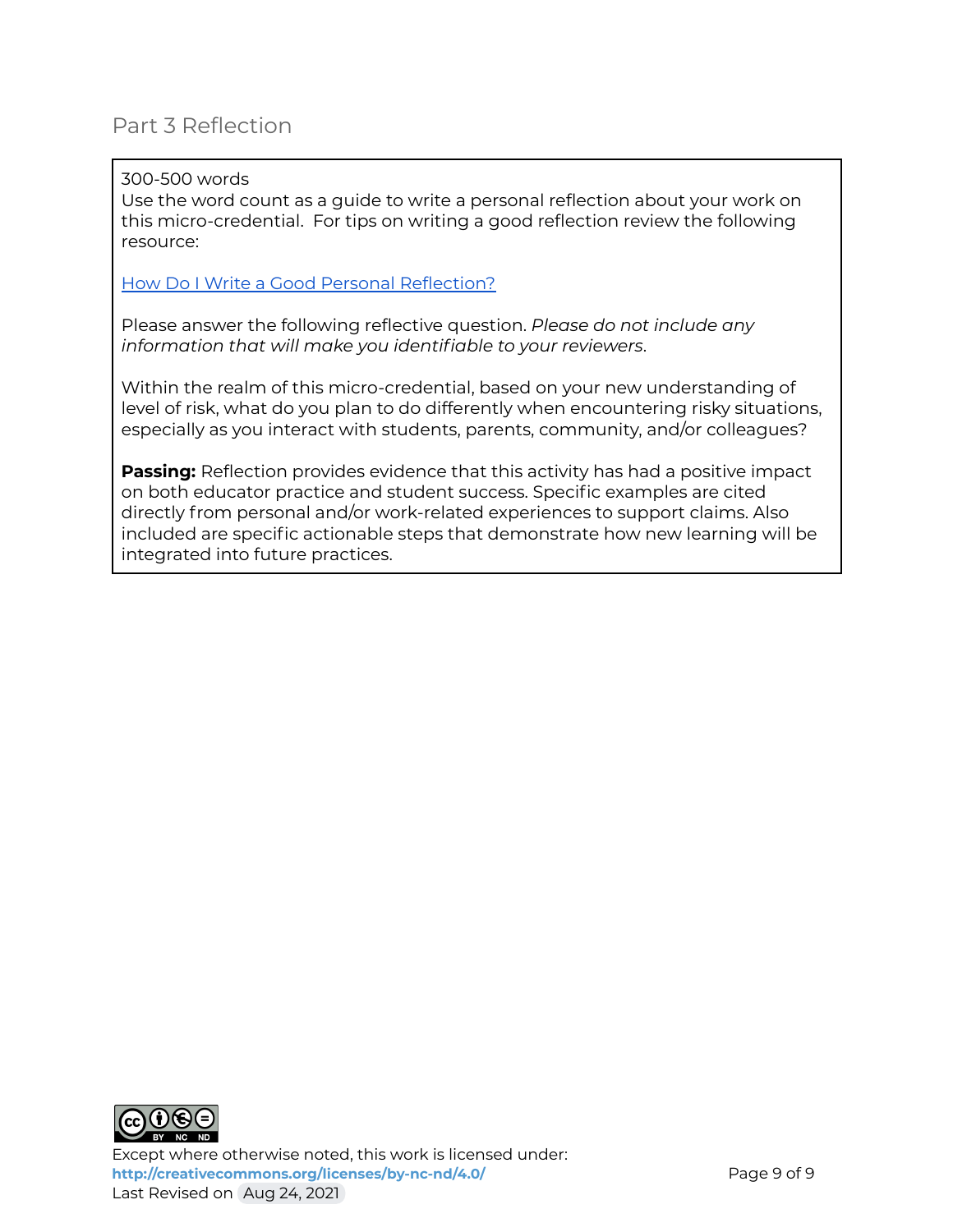## Part 3 Reflection

300-500 words
Use the word count as a guide to write a personal reflection about your work on this micro-credential. For tips on writing a good reflection review the following resource:

[How Do I Write a Good Personal Reflection?]

Please answer the following reflective question. *Please do not include any information that will make you identifiable to your reviewers*.

Within the realm of this micro-credential, based on your new understanding of level of risk, what do you plan to do differently when encountering risky situations, especially as you interact with students, parents, community, and/or colleagues?

**Passing:** Reflection provides evidence that this activity has had a positive impact on both educator practice and student success. Specific examples are cited directly from personal and/or work-related experiences to support claims. Also included are specific actionable steps that demonstrate how new learning will be integrated into future practices.

Except where otherwise noted, this work is licensed under:
**http://creativecommons.org/licenses/by-nc-nd/4.0/**
Last Revised on Aug 24, 2021